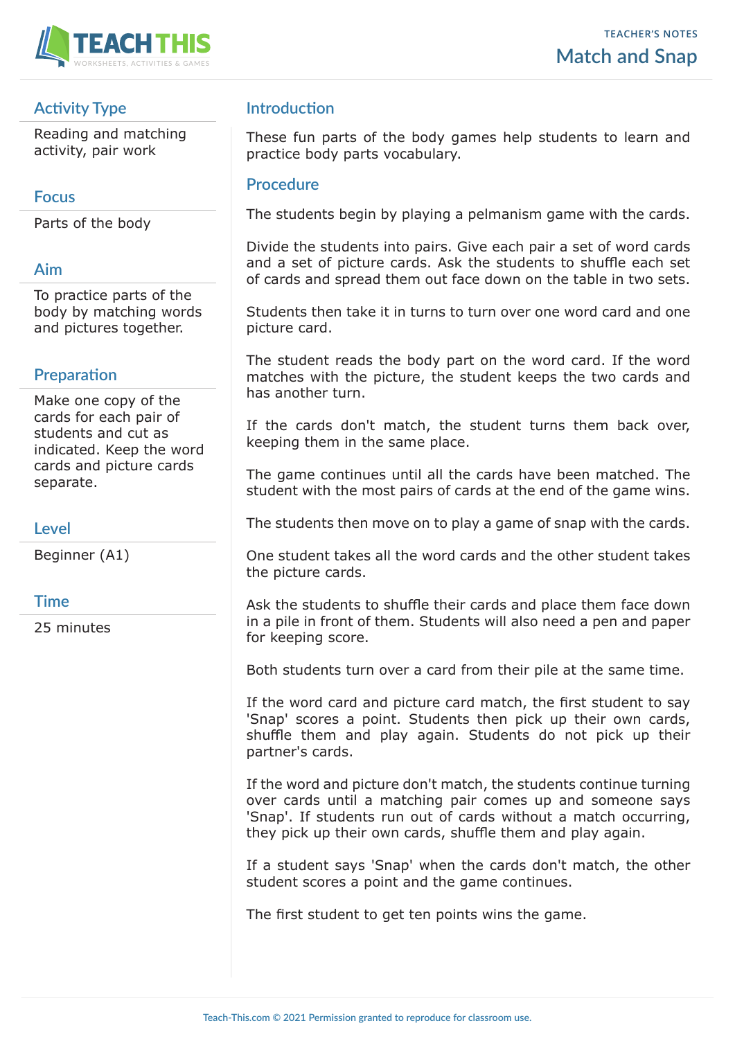TEACHER'S NOTES

# Match and Snap

## Activity Type

Reading and matching activity, pair work

## Focus

Parts of the body

## Aim

To practice parts of the body by matching words and pictures together.

## Preparation

Make one copy of the cards for each pair of students and cut as indicated. Keep the word cards and picture cards separate.

## Level

Beginner (A1)

## Time

25 minutes

## Introduction

These fun parts of the body games help students to learn and practice body parts vocabulary.

## Procedure

The students begin by playing a pelmanism game with the cards.

Divide the students into pairs. Give each pair a set of word cards and a set of picture cards. Ask the students to shuffle each set of cards and spread them out face down on the table in two sets.

Students then take it in turns to turn over one word card and one picture card.

The student reads the body part on the word card. If the word matches with the picture, the student keeps the two cards and has another turn.

If the cards don't match, the student turns them back over, keeping them in the same place.

The game continues until all the cards have been matched. The student with the most pairs of cards at the end of the game wins.

The students then move on to play a game of snap with the cards.

One student takes all the word cards and the other student takes the picture cards.

Ask the students to shuffle their cards and place them face down in a pile in front of them. Students will also need a pen and paper for keeping score.

Both students turn over a card from their pile at the same time.

If the word card and picture card match, the first student to say 'Snap' scores a point. Students then pick up their own cards, shuffle them and play again. Students do not pick up their partner's cards.

If the word and picture don't match, the students continue turning over cards until a matching pair comes up and someone says 'Snap'. If students run out of cards without a match occurring, they pick up their own cards, shuffle them and play again.

If a student says 'Snap' when the cards don't match, the other student scores a point and the game continues.

The first student to get ten points wins the game.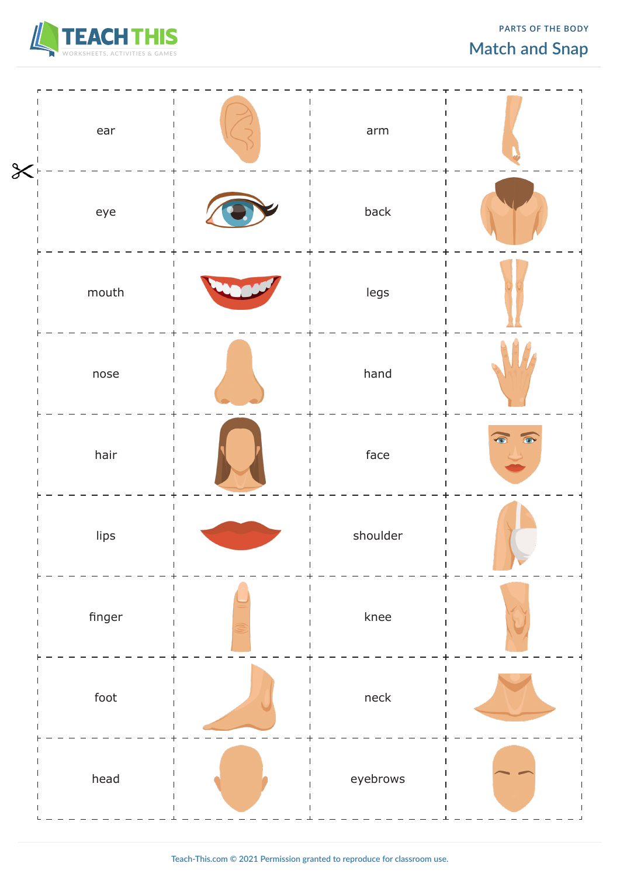PARTS OF THE BODY

# Match and Snap

| | | | |
|---|---|---|---|
| ear | | arm | |
| eye | | back | |
| mouth | | legs | |
| nose | | hand | |
| hair | | face | |
| lips | | shoulder | |
| finger | | knee | |
| foot | | neck | |
| head | | eyebrows | |

Teach-This.com © 2021 Permission granted to reproduce for classroom use.